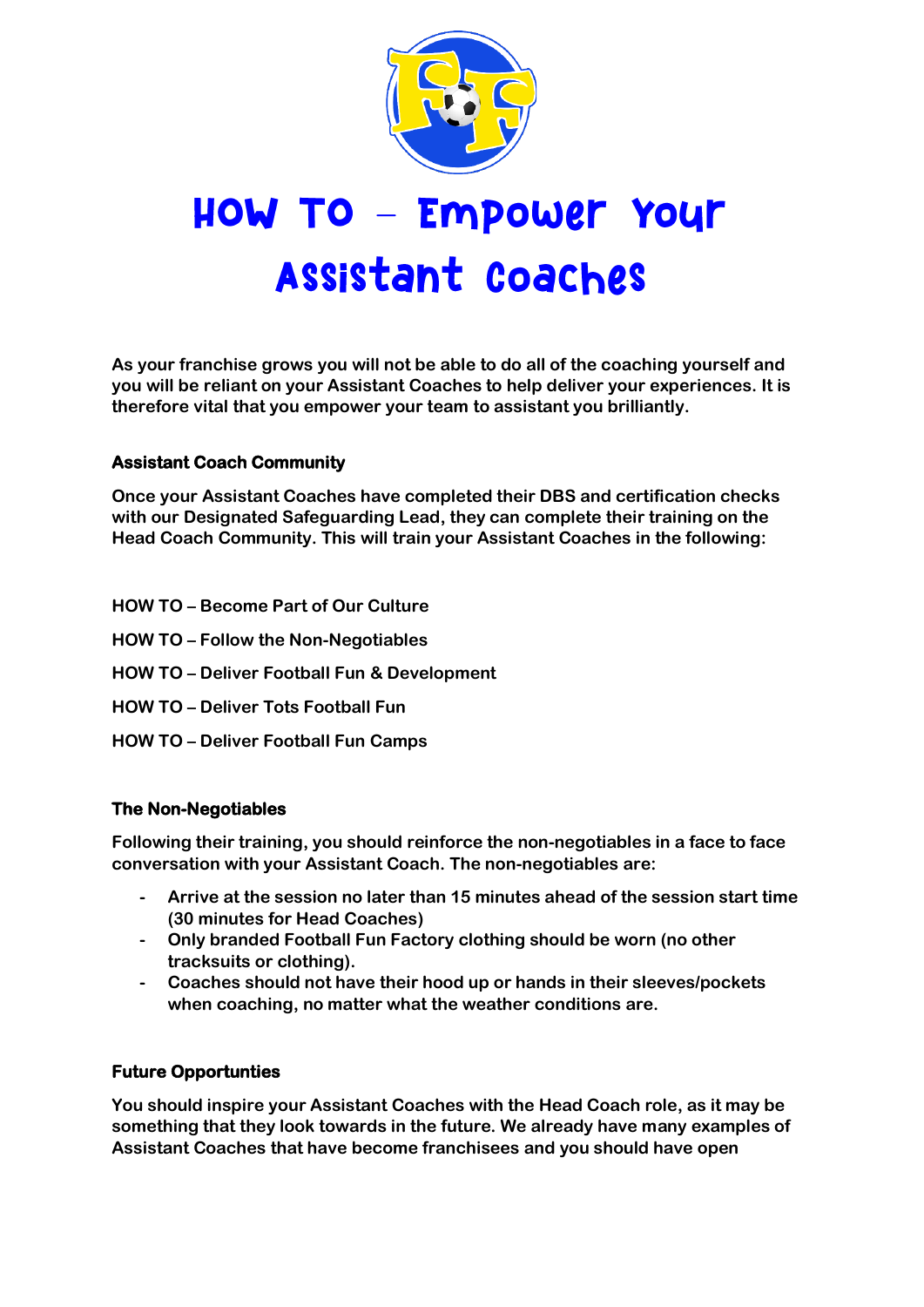# HOW TO – Empower Your Assistant Coaches

**As your franchise grows you will not be able to do all of the coaching yourself and you will be reliant on your Assistant Coaches to help deliver your experiences. It is therefore vital that you empower your team to assistant you brilliantly.**

### Assistant Coach Community

**Once your Assistant Coaches have completed their DBS and certification checks with our Designated Safeguarding Lead, they can complete their training on the Head Coach Community. This will train your Assistant Coaches in the following:**

**HOW TO – Become Part of Our Culture**

**HOW TO – Follow the Non-Negotiables**

**HOW TO – Deliver Football Fun & Development**

**HOW TO – Deliver Tots Football Fun**

**HOW TO – Deliver Football Fun Camps**

### The Non-Negotiables

**Following their training, you should reinforce the non-negotiables in a face to face conversation with your Assistant Coach. The non-negotiables are:**

- **Arrive at the session no later than 15 minutes ahead of the session start time (30 minutes for Head Coaches)**
- **Only branded Football Fun Factory clothing should be worn (no other tracksuits or clothing).**
- **Coaches should not have their hood up or hands in their sleeves/pockets when coaching, no matter what the weather conditions are.**

### Future Opportunties

**You should inspire your Assistant Coaches with the Head Coach role, as it may be something that they look towards in the future. We already have many examples of Assistant Coaches that have become franchisees and you should have open**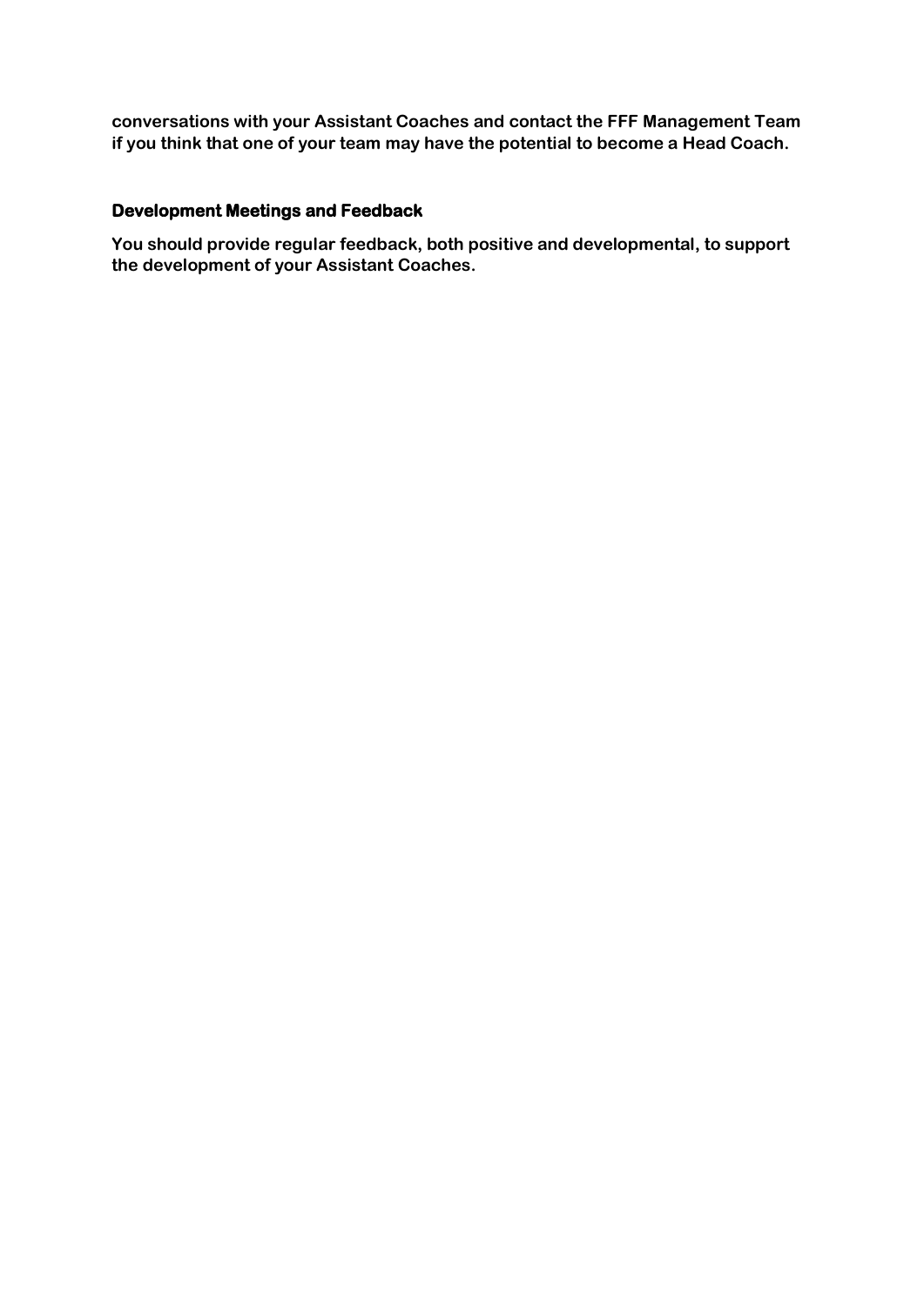**conversations with your Assistant Coaches and contact the FFF Management Team if you think that one of your team may have the potential to become a Head Coach.**

## Development Meetings and Feedback

**You should provide regular feedback, both positive and developmental, to support the development of your Assistant Coaches.**